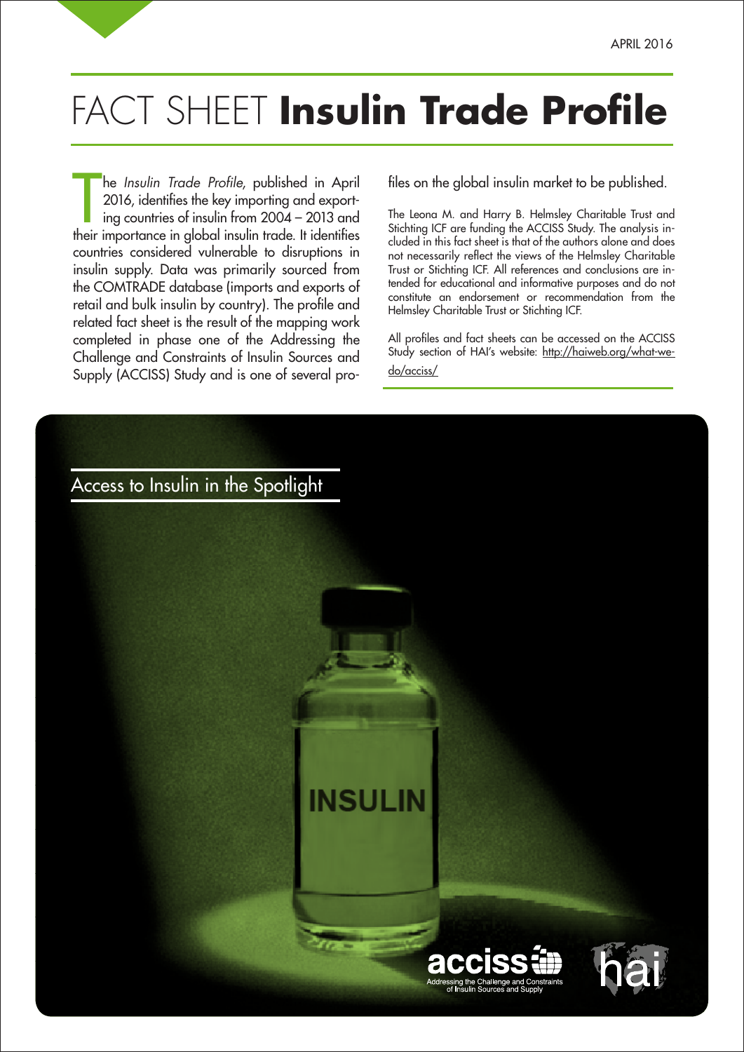APRIL 2016

# FACT SHEET **Insulin Trade Profile**

The *Insulin Trade Profile*, published in April 2016, identifies the key importing and exporting countries of insulin from 2004 – 2013 and their importance in global insulin trade. It identifies countries considered vulnerable to disruptions in insulin supply. Data was primarily sourced from the COMTRADE database (imports and exports of retail and bulk insulin by country). The profile and related fact sheet is the result of the mapping work completed in phase one of the Addressing the Challenge and Constraints of Insulin Sources and Supply (ACCISS) Study and is one of several profiles on the global insulin market to be published.

The Leona M. and Harry B. Helmsley Charitable Trust and Stichting ICF are funding the ACCISS Study. The analysis included in this fact sheet is that of the authors alone and does not necessarily reflect the views of the Helmsley Charitable Trust or Stichting ICF. All references and conclusions are intended for educational and informative purposes and do not constitute an endorsement or recommendation from the Helmsley Charitable Trust or Stichting ICF.

All profiles and fact sheets can be accessed on the ACCISS Study section of HAI's website: http://haiweb.org/what-we-do/acciss/

## Access to Insulin in the Spotlight

INSULIN

acciss
Addressing the Challenge and Constraints of Insulin Sources and Supply

hai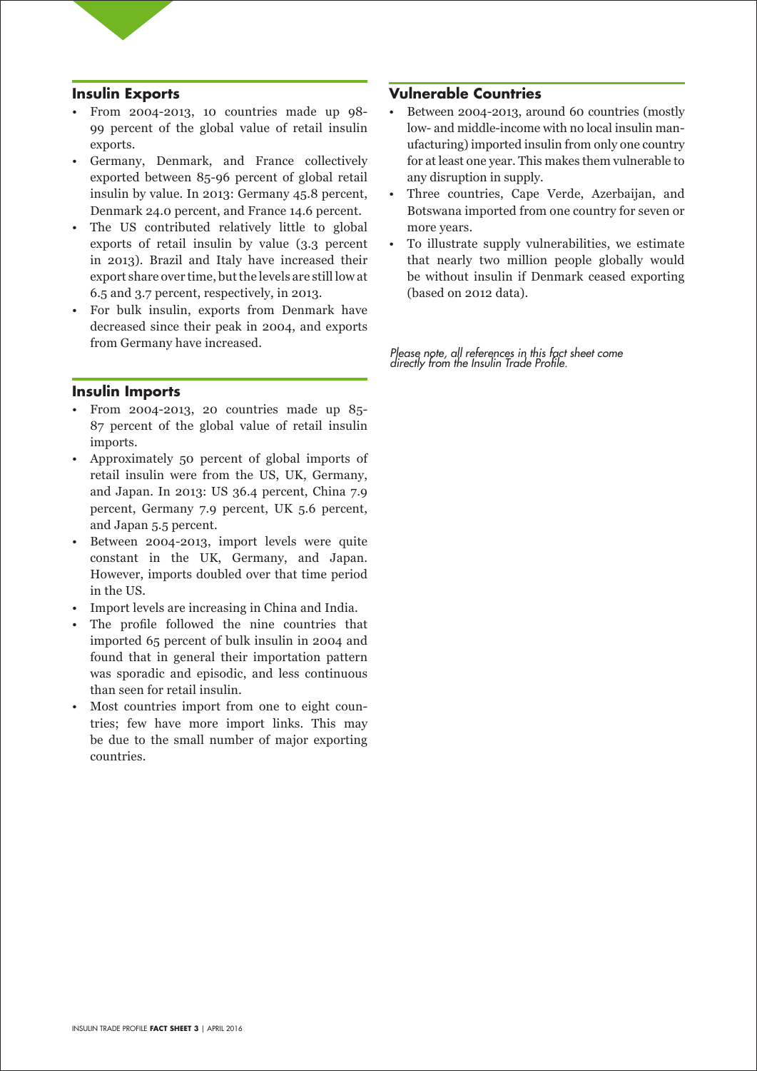## Insulin Exports

- From 2004-2013, 10 countries made up 98-99 percent of the global value of retail insulin exports.
- Germany, Denmark, and France collectively exported between 85-96 percent of global retail insulin by value. In 2013: Germany 45.8 percent, Denmark 24.0 percent, and France 14.6 percent.
- The US contributed relatively little to global exports of retail insulin by value (3.3 percent in 2013). Brazil and Italy have increased their export share over time, but the levels are still low at 6.5 and 3.7 percent, respectively, in 2013.
- For bulk insulin, exports from Denmark have decreased since their peak in 2004, and exports from Germany have increased.

## Insulin Imports

- From 2004-2013, 20 countries made up 85-87 percent of the global value of retail insulin imports.
- Approximately 50 percent of global imports of retail insulin were from the US, UK, Germany, and Japan. In 2013: US 36.4 percent, China 7.9 percent, Germany 7.9 percent, UK 5.6 percent, and Japan 5.5 percent.
- Between 2004-2013, import levels were quite constant in the UK, Germany, and Japan. However, imports doubled over that time period in the US.
- Import levels are increasing in China and India.
- The profile followed the nine countries that imported 65 percent of bulk insulin in 2004 and found that in general their importation pattern was sporadic and episodic, and less continuous than seen for retail insulin.
- Most countries import from one to eight countries; few have more import links. This may be due to the small number of major exporting countries.

## Vulnerable Countries

- Between 2004-2013, around 60 countries (mostly low- and middle-income with no local insulin manufacturing) imported insulin from only one country for at least one year. This makes them vulnerable to any disruption in supply.
- Three countries, Cape Verde, Azerbaijan, and Botswana imported from one country for seven or more years.
- To illustrate supply vulnerabilities, we estimate that nearly two million people globally would be without insulin if Denmark ceased exporting (based on 2012 data).

*Please note, all references in this fact sheet come directly from the Insulin Trade Profile.*